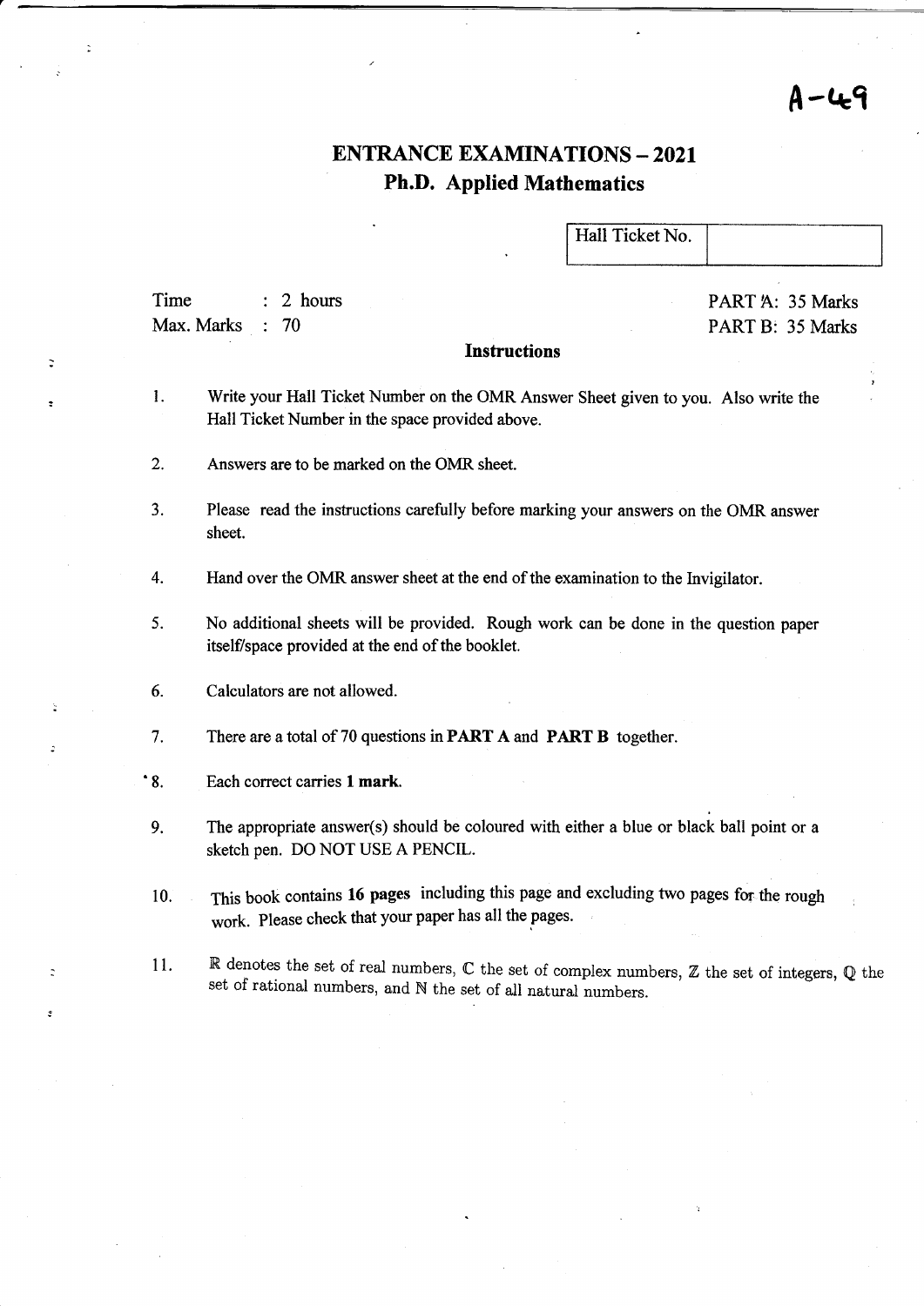A-49

# ENTRANCE EXAMINATIONS – 2021

## Ph.D. Applied Mathematics

| Hall Ticket No. | |
|---|---|

Time : 2 hours
Max. Marks : 70

PART A: 35 Marks
PART B: 35 Marks

### Instructions

1. Write your Hall Ticket Number on the OMR Answer Sheet given to you. Also write the Hall Ticket Number in the space provided above.
2. Answers are to be marked on the OMR sheet.
3. Please read the instructions carefully before marking your answers on the OMR answer sheet.
4. Hand over the OMR answer sheet at the end of the examination to the Invigilator.
5. No additional sheets will be provided. Rough work can be done in the question paper itself/space provided at the end of the booklet.
6. Calculators are not allowed.
7. There are a total of 70 questions in **PART A** and **PART B** together.
8. Each correct carries **1 mark**.
9. The appropriate answer(s) should be coloured with either a blue or black ball point or a sketch pen. DO NOT USE A PENCIL.
10. This book contains **16 pages** including this page and excluding two pages for the rough work. Please check that your paper has all the pages.
11. $\mathbb{R}$ denotes the set of real numbers, $\mathbb{C}$ the set of complex numbers, $\mathbb{Z}$ the set of integers, $\mathbb{Q}$ the set of rational numbers, and $\mathbb{N}$ the set of all natural numbers.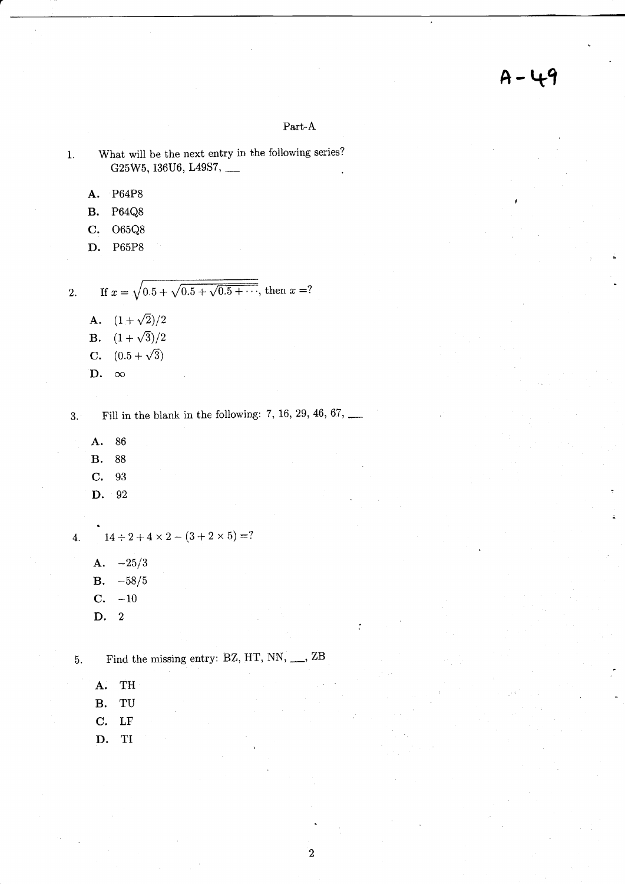A-49

## Part-A

1. What will be the next entry in the following series?
   G25W5, I36U6, L49S7, ___

   **A.** P64P8
   **B.** P64Q8
   **C.** O65Q8
   **D.** P65P8

2. If $x = \sqrt{0.5 + \sqrt{0.5 + \sqrt{0.5 + \cdots}}}$, then $x = ?$

   **A.** $(1+\sqrt{2})/2$
   **B.** $(1+\sqrt{3})/2$
   **C.** $(0.5+\sqrt{3})$
   **D.** $\infty$

3. Fill in the blank in the following: 7, 16, 29, 46, 67, ___

   **A.** 86
   **B.** 88
   **C.** 93
   **D.** 92

4. $14 \div 2 + 4 \times 2 - (3 + 2 \times 5) = ?$

   **A.** $-25/3$
   **B.** $-58/5$
   **C.** $-10$
   **D.** 2

5. Find the missing entry: BZ, HT, NN, ___, ZB

   **A.** TH
   **B.** TU
   **C.** LF
   **D.** TI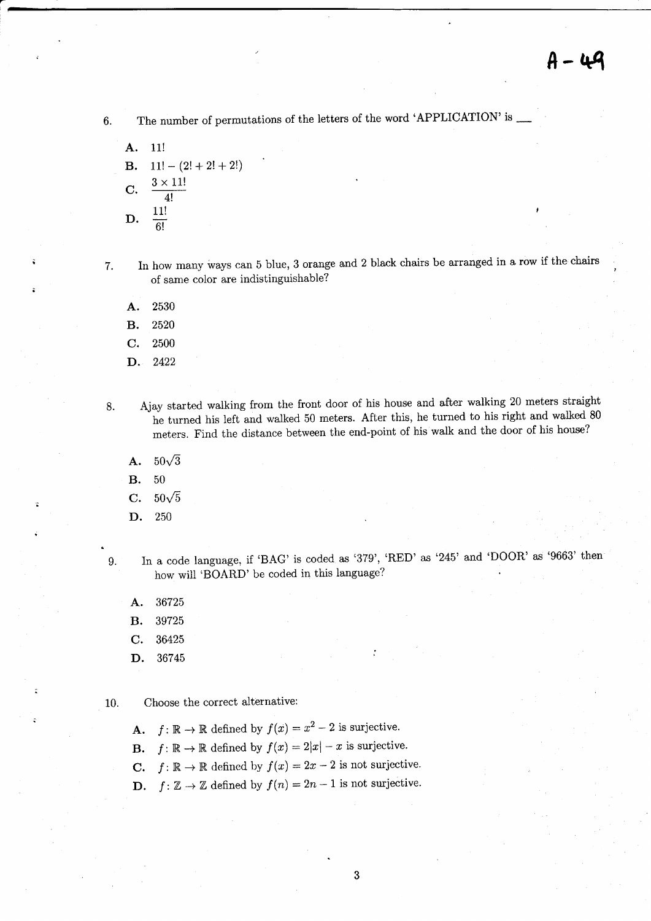A - 49

6. The number of permutations of the letters of the word 'APPLICATION' is ___

   **A.** $11!$

   **B.** $11! - (2! + 2! + 2!)$

   **C.** $\frac{3 \times 11!}{4!}$

   **D.** $\frac{11!}{6!}$

7. In how many ways can 5 blue, 3 orange and 2 black chairs be arranged in a row if the chairs of same color are indistinguishable?

   **A.** 2530

   **B.** 2520

   **C.** 2500

   **D.** 2422

8. Ajay started walking from the front door of his house and after walking 20 meters straight he turned his left and walked 50 meters. After this, he turned to his right and walked 80 meters. Find the distance between the end-point of his walk and the door of his house?

   **A.** $50\sqrt{3}$

   **B.** 50

   **C.** $50\sqrt{5}$

   **D.** 250

9. In a code language, if 'BAG' is coded as '379', 'RED' as '245' and 'DOOR' as '9663' then how will 'BOARD' be coded in this language?

   **A.** 36725

   **B.** 39725

   **C.** 36425

   **D.** 36745

10. Choose the correct alternative:

    **A.** $f : \mathbb{R} \to \mathbb{R}$ defined by $f(x) = x^2 - 2$ is surjective.

    **B.** $f : \mathbb{R} \to \mathbb{R}$ defined by $f(x) = 2|x| - x$ is surjective.

    **C.** $f : \mathbb{R} \to \mathbb{R}$ defined by $f(x) = 2x - 2$ is not surjective.

    **D.** $f : \mathbb{Z} \to \mathbb{Z}$ defined by $f(n) = 2n - 1$ is not surjective.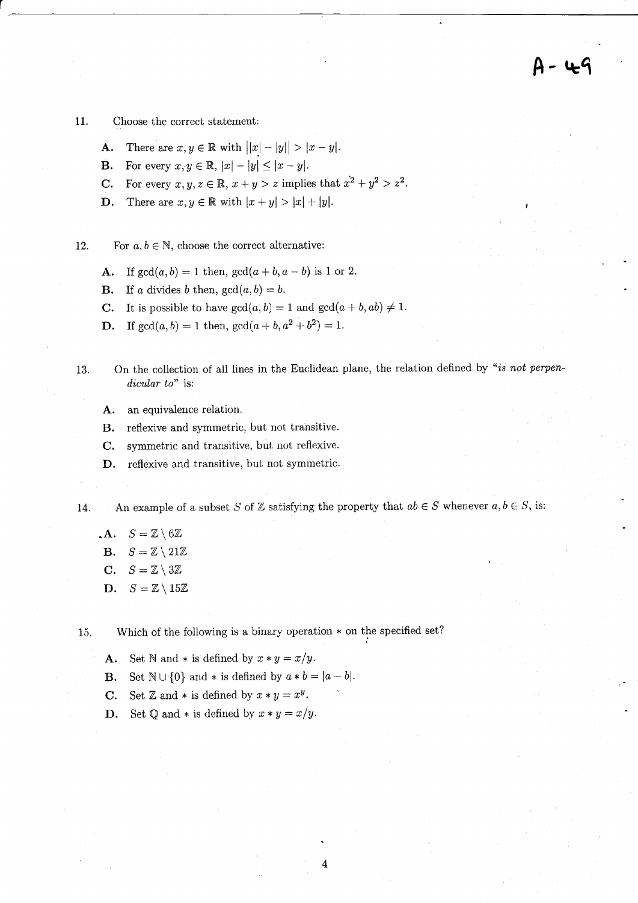A - 49

11. Choose the correct statement:

   **A.** There are $x, y \in \mathbb{R}$ with $||x| - |y|| > |x - y|$.

   **B.** For every $x, y \in \mathbb{R}$, $|x| - |y| \leq |x - y|$.

   **C.** For every $x, y, z \in \mathbb{R}$, $x + y > z$ implies that $x^2 + y^2 > z^2$.

   **D.** There are $x, y \in \mathbb{R}$ with $|x + y| > |x| + |y|$.

12. For $a, b \in \mathbb{N}$, choose the correct alternative:

   **A.** If $\gcd(a, b) = 1$ then, $\gcd(a + b, a - b)$ is 1 or 2.

   **B.** If $a$ divides $b$ then, $\gcd(a, b) = b$.

   **C.** It is possible to have $\gcd(a, b) = 1$ and $\gcd(a + b, ab) \neq 1$.

   **D.** If $\gcd(a, b) = 1$ then, $\gcd(a + b, a^2 + b^2) = 1$.

13. On the collection of all lines in the Euclidean plane, the relation defined by "*is not perpendicular to*" is:

   **A.** an equivalence relation.

   **B.** reflexive and symmetric, but not transitive.

   **C.** symmetric and transitive, but not reflexive.

   **D.** reflexive and transitive, but not symmetric.

14. An example of a subset $S$ of $\mathbb{Z}$ satisfying the property that $ab \in S$ whenever $a, b \in S$, is:

   **A.** $S = \mathbb{Z} \setminus 6\mathbb{Z}$

   **B.** $S = \mathbb{Z} \setminus 21\mathbb{Z}$

   **C.** $S = \mathbb{Z} \setminus 3\mathbb{Z}$

   **D.** $S = \mathbb{Z} \setminus 15\mathbb{Z}$

15. Which of the following is a binary operation $*$ on the specified set?

   **A.** Set $\mathbb{N}$ and $*$ is defined by $x * y = x/y$.

   **B.** Set $\mathbb{N} \cup \{0\}$ and $*$ is defined by $a * b = |a - b|$.

   **C.** Set $\mathbb{Z}$ and $*$ is defined by $x * y = x^y$.

   **D.** Set $\mathbb{Q}$ and $*$ is defined by $x * y = x/y$.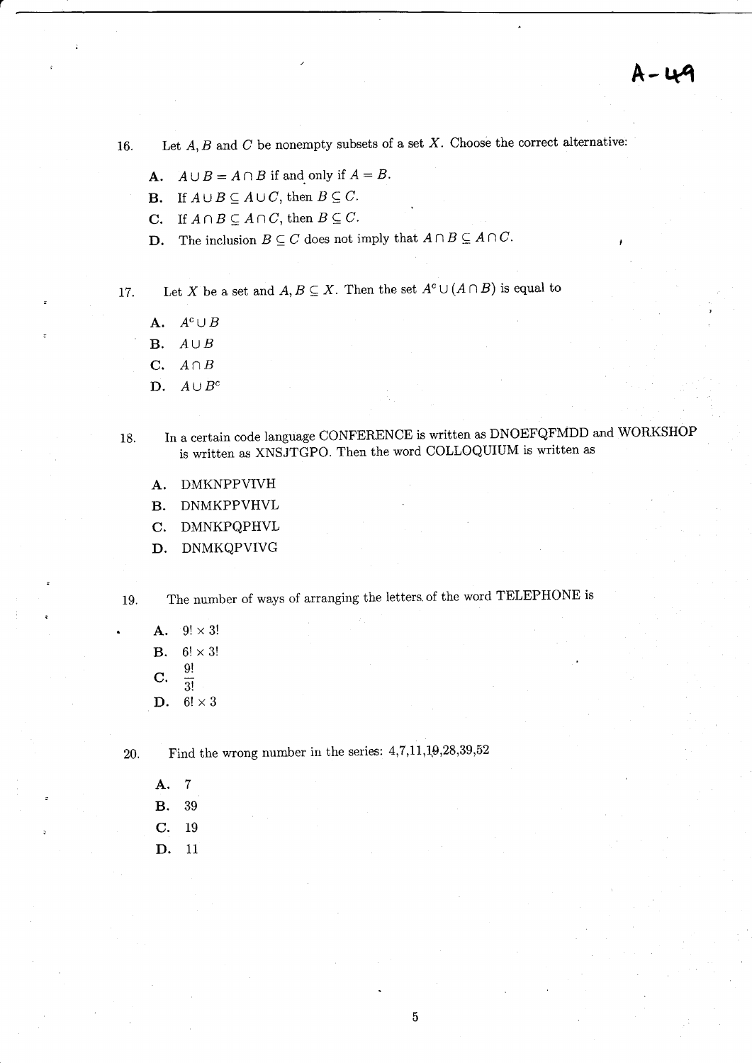16. Let $A, B$ and $C$ be nonempty subsets of a set $X$. Choose the correct alternative:

   **A.** $A \cup B = A \cap B$ if and only if $A = B$.

   **B.** If $A \cup B \subseteq A \cup C$, then $B \subseteq C$.

   **C.** If $A \cap B \subseteq A \cap C$, then $B \subseteq C$.

   **D.** The inclusion $B \subseteq C$ does not imply that $A \cap B \subseteq A \cap C$.

17. Let $X$ be a set and $A, B \subseteq X$. Then the set $A^c \cup (A \cap B)$ is equal to

   **A.** $A^c \cup B$

   **B.** $A \cup B$

   **C.** $A \cap B$

   **D.** $A \cup B^c$

18. In a certain code language CONFERENCE is written as DNOEFQFMDD and WORKSHOP is written as XNSJTGPO. Then the word COLLOQUIUM is written as

   **A.** DMKNPPVIVH

   **B.** DNMKPPVHVL

   **C.** DMNKPQPHVL

   **D.** DNMKQPVIVG

19. The number of ways of arranging the letters of the word TELEPHONE is

   **A.** $9! \times 3!$

   **B.** $6! \times 3!$

   **C.** $\frac{9!}{3!}$

   **D.** $6! \times 3$

20. Find the wrong number in the series: 4,7,11,19,28,39,52

   **A.** 7

   **B.** 39

   **C.** 19

   **D.** 11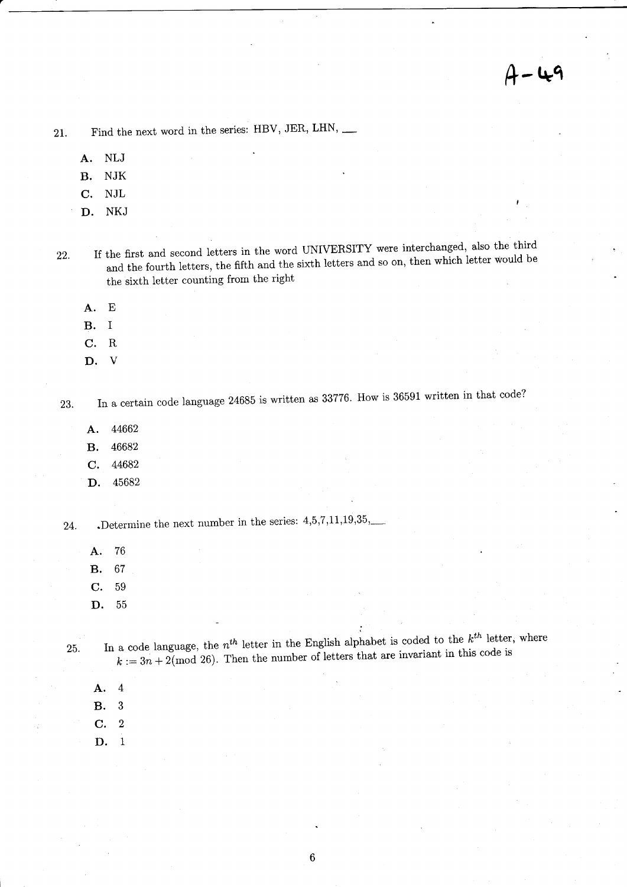A-49

21. Find the next word in the series: HBV, JER, LHN, \_\_

   A. NLJ
   B. NJK
   C. NJL
   D. NKJ

22. If the first and second letters in the word UNIVERSITY were interchanged, also the third and the fourth letters, the fifth and the sixth letters and so on, then which letter would be the sixth letter counting from the right

   A. E
   B. I
   C. R
   D. V

23. In a certain code language 24685 is written as 33776. How is 36591 written in that code?

   A. 44662
   B. 46682
   C. 44682
   D. 45682

24. .Determine the next number in the series: 4,5,7,11,19,35,\_\_

   A. 76
   B. 67
   C. 59
   D. 55

25. In a code language, the $n^{th}$ letter in the English alphabet is coded to the $k^{th}$ letter, where $k := 3n + 2 (\text{mod } 26)$. Then the number of letters that are invariant in this code is

   A. 4
   B. 3
   C. 2
   D. 1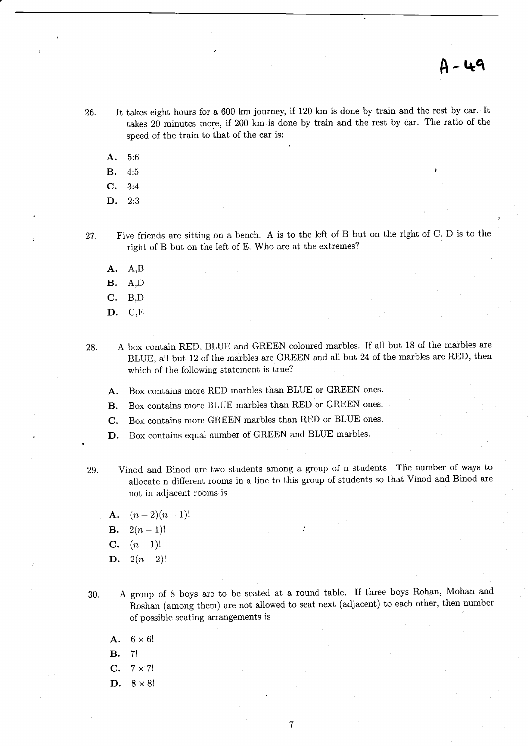# A-49

26. It takes eight hours for a 600 km journey, if 120 km is done by train and the rest by car. It takes 20 minutes more, if 200 km is done by train and the rest by car. The ratio of the speed of the train to that of the car is:

   **A.** 5:6
   **B.** 4:5
   **C.** 3:4
   **D.** 2:3

27. Five friends are sitting on a bench. A is to the left of B but on the right of C. D is to the right of B but on the left of E. Who are at the extremes?

   **A.** A,B
   **B.** A,D
   **C.** B,D
   **D.** C,E

28. A box contain RED, BLUE and GREEN coloured marbles. If all but 18 of the marbles are BLUE, all but 12 of the marbles are GREEN and all but 24 of the marbles are RED, then which of the following statement is true?

   **A.** Box contains more RED marbles than BLUE or GREEN ones.
   **B.** Box contains more BLUE marbles than RED or GREEN ones.
   **C.** Box contains more GREEN marbles than RED or BLUE ones.
   **D.** Box contains equal number of GREEN and BLUE marbles.

29. Vinod and Binod are two students among a group of n students. The number of ways to allocate n different rooms in a line to this group of students so that Vinod and Binod are not in adjacent rooms is

   **A.** $(n-2)(n-1)!$
   **B.** $2(n-1)!$
   **C.** $(n-1)!$
   **D.** $2(n-2)!$

30. A group of 8 boys are to be seated at a round table. If three boys Rohan, Mohan and Roshan (among them) are not allowed to seat next (adjacent) to each other, then number of possible seating arrangements is

   **A.** $6 \times 6!$
   **B.** $7!$
   **C.** $7 \times 7!$
   **D.** $8 \times 8!$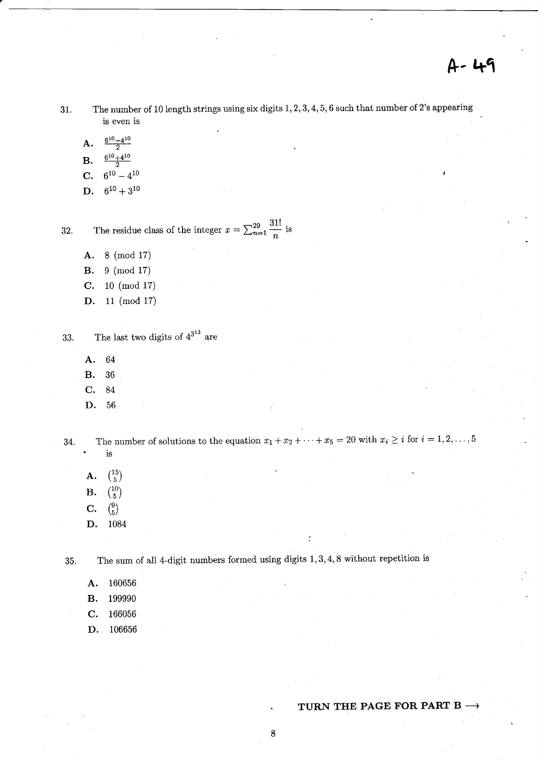A- 49

31. The number of 10 length strings using six digits 1, 2, 3, 4, 5, 6 such that number of 2's appearing is even is

A. $\frac{6^{10}-4^{10}}{2}$
B. $\frac{6^{10}+4^{10}}{2}$
C. $6^{10}-4^{10}$
D. $6^{10}+3^{10}$

32. The residue class of the integer $x = \sum_{n=1}^{29} \frac{31!}{n}$ is

A. 8 (mod 17)
B. 9 (mod 17)
C. 10 (mod 17)
D. 11 (mod 17)

33. The last two digits of $4^{3^{13}}$ are

A. 64
B. 36
C. 84
D. 56

34. The number of solutions to the equation $x_1 + x_2 + \cdots + x_5 = 20$ with $x_i \geq i$ for $i = 1, 2, \ldots, 5$ is

A. $\binom{15}{5}$
B. $\binom{10}{5}$
C. $\binom{9}{5}$
D. 1084

35. The sum of all 4-digit numbers formed using digits 1, 3, 4, 8 without repetition is

A. 160656
B. 199990
C. 166056
D. 106656

**TURN THE PAGE FOR PART B ⟶**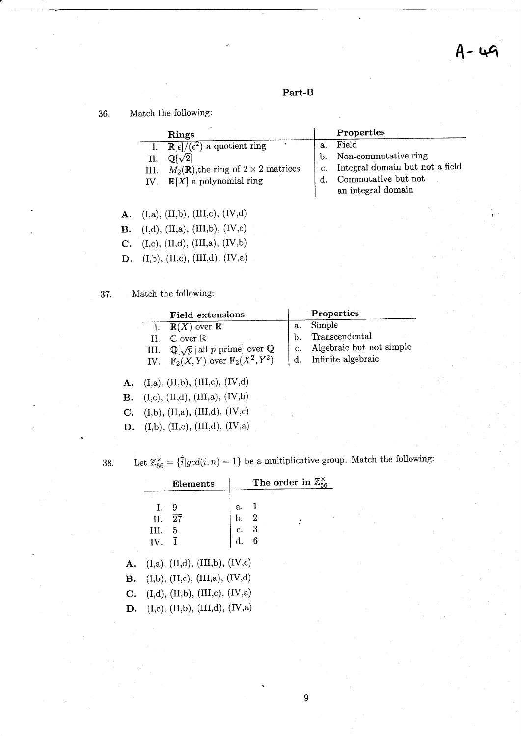A- 49

## Part-B

36. Match the following:

| Rings | Properties |
|---|---|
| I. $\mathbb{R}[\epsilon]/(\epsilon^2)$ a quotient ring | a. Field |
| II. $\mathbb{Q}[\sqrt{2}]$ | b. Non-commutative ring |
| III. $M_2(\mathbb{R})$,the ring of $2 \times 2$ matrices | c. Integral domain but not a field |
| IV. $\mathbb{R}[X]$ a polynomial ring | d. Commutative but not an integral domain |

**A.** (I,a), (II,b), (III,c), (IV,d)

**B.** (I,d), (II,a), (III,b), (IV,c)

**C.** (I,c), (II,d), (III,a), (IV,b)

**D.** (I,b), (II,c), (III,d), (IV,a)

37. Match the following:

| Field extensions | Properties |
|---|---|
| I. $\mathbb{R}(X)$ over $\mathbb{R}$ | a. Simple |
| II. $\mathbb{C}$ over $\mathbb{R}$ | b. Transcendental |
| III. $\mathbb{Q}[\sqrt{p} \mid \text{all } p \text{ prime}]$ over $\mathbb{Q}$ | c. Algebraic but not simple |
| IV. $\mathbb{F}_2(X,Y)$ over $\mathbb{F}_2(X^2,Y^2)$ | d. Infinite algebraic |

**A.** (I,a), (II,b), (III,c), (IV,d)

**B.** (I,c), (II,d), (III,a), (IV,b)

**C.** (I,b), (II,a), (III,d), (IV,c)

**D.** (I,b), (II,c), (III,d), (IV,a)

38. Let $\mathbb{Z}_{56}^{\times} = \{\bar{i} | gcd(i,n) = 1\}$ be a multiplicative group. Match the following:

| Elements | The order in $\mathbb{Z}_{56}^{\times}$ |
|---|---|
| I. $\overline{9}$ | a. 1 |
| II. $\overline{27}$ | b. 2 |
| III. $\bar{5}$ | c. 3 |
| IV. $\bar{1}$ | d. 6 |

**A.** (I,a), (II,d), (III,b), (IV,c)

**B.** (I,b), (II,c), (III,a), (IV,d)

**C.** (I,d), (II,b), (III,c), (IV,a)

**D.** (I,c), (II,b), (III,d), (IV,a)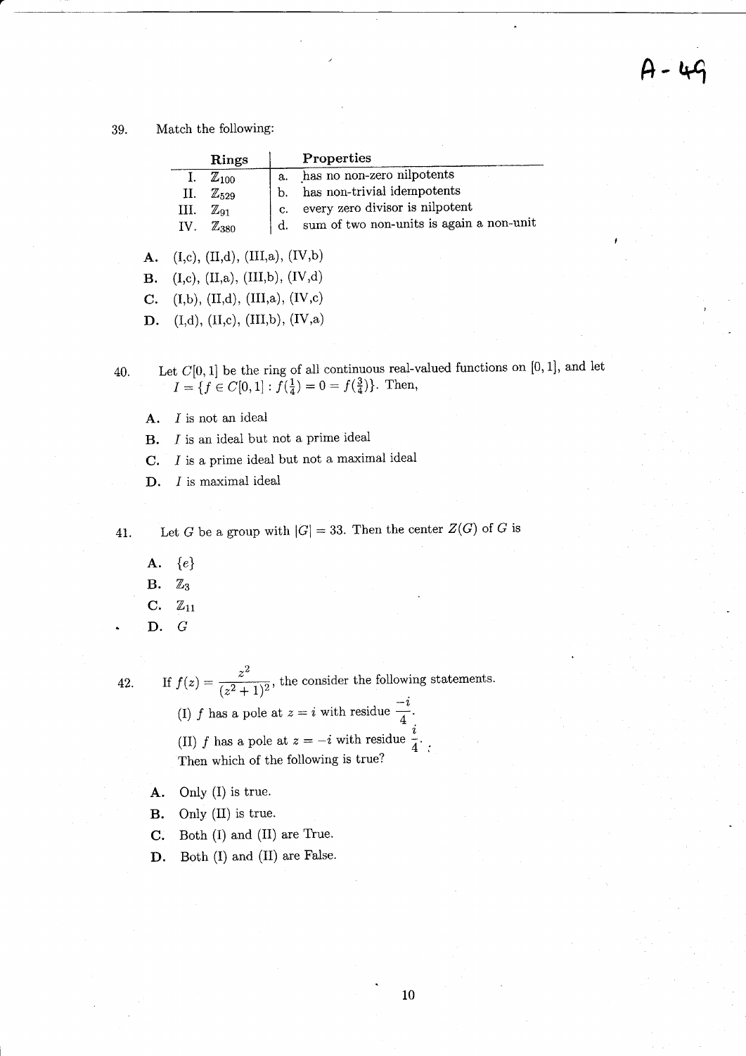39. Match the following:

| | Rings | | Properties |
|---|---|---|---|
| I. | $\mathbb{Z}_{100}$ | a. | has no non-zero nilpotents |
| II. | $\mathbb{Z}_{529}$ | b. | has non-trivial idempotents |
| III. | $\mathbb{Z}_{91}$ | c. | every zero divisor is nilpotent |
| IV. | $\mathbb{Z}_{380}$ | d. | sum of two non-units is again a non-unit |

**A.** (I,c), (II,d), (III,a), (IV,b)

**B.** (I,c), (II,a), (III,b), (IV,d)

**C.** (I,b), (II,d), (III,a), (IV,c)

**D.** (I,d), (II,c), (III,b), (IV,a)

40. Let $C[0,1]$ be the ring of all continuous real-valued functions on $[0,1]$, and let $I = \{f \in C[0,1] : f(\frac{1}{4}) = 0 = f(\frac{3}{4})\}$. Then,

**A.** $I$ is not an ideal

**B.** $I$ is an ideal but not a prime ideal

**C.** $I$ is a prime ideal but not a maximal ideal

**D.** $I$ is maximal ideal

41. Let $G$ be a group with $|G| = 33$. Then the center $Z(G)$ of $G$ is

**A.** $\{e\}$

**B.** $\mathbb{Z}_3$

**C.** $\mathbb{Z}_{11}$

**D.** $G$

42. If $f(z) = \dfrac{z^2}{(z^2+1)^2}$, the consider the following statements.

(I) $f$ has a pole at $z = i$ with residue $\dfrac{-i}{4}$.

(II) $f$ has a pole at $z = -i$ with residue $\dfrac{i}{4}$.

Then which of the following is true?

**A.** Only (I) is true.

**B.** Only (II) is true.

**C.** Both (I) and (II) are True.

**D.** Both (I) and (II) are False.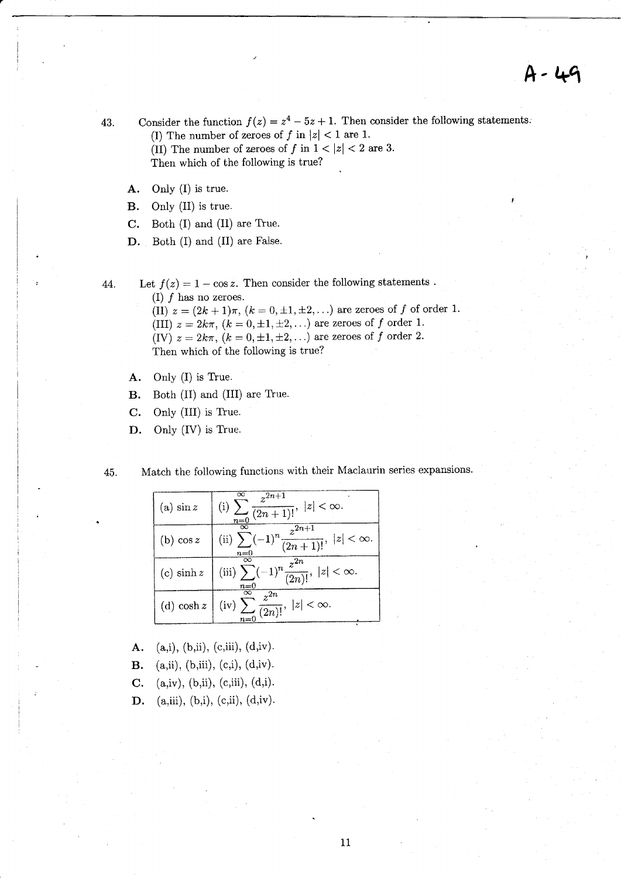A - 49

43. Consider the function $f(z) = z^4 - 5z + 1$. Then consider the following statements.
   (I) The number of zeroes of $f$ in $|z| < 1$ are 1.
   (II) The number of zeroes of $f$ in $1 < |z| < 2$ are 3.
   Then which of the following is true?

   **A.** Only (I) is true.
   **B.** Only (II) is true.
   **C.** Both (I) and (II) are True.
   **D.** Both (I) and (II) are False.

44. Let $f(z) = 1 - \cos z$. Then consider the following statements .
   (I) $f$ has no zeroes.
   (II) $z = (2k+1)\pi$, $(k = 0, \pm 1, \pm 2, \ldots)$ are zeroes of $f$ of order 1.
   (III) $z = 2k\pi$, $(k = 0, \pm 1, \pm 2, \ldots)$ are zeroes of $f$ order 1.
   (IV) $z = 2k\pi$, $(k = 0, \pm 1, \pm 2, \ldots)$ are zeroes of $f$ order 2.
   Then which of the following is true?

   **A.** Only (I) is True.
   **B.** Both (II) and (III) are True.
   **C.** Only (III) is True.
   **D.** Only (IV) is True.

45. Match the following functions with their Maclaurin series expansions.

| | |
|---|---|
| (a) $\sin z$ | (i) $\sum_{n=0}^{\infty} \frac{z^{2n+1}}{(2n+1)!}$, $\|z\| < \infty$. |
| (b) $\cos z$ | (ii) $\sum_{n=0}^{\infty} (-1)^n \frac{z^{2n+1}}{(2n+1)!}$, $\|z\| < \infty$. |
| (c) $\sinh z$ | (iii) $\sum_{n=0}^{\infty} (-1)^n \frac{z^{2n}}{(2n)!}$, $\|z\| < \infty$. |
| (d) $\cosh z$ | (iv) $\sum_{n=0}^{\infty} \frac{z^{2n}}{(2n)!}$, $\|z\| < \infty$. |

   **A.** (a,i), (b,ii), (c,iii), (d,iv).
   **B.** (a,ii), (b,iii), (c,i), (d,iv).
   **C.** (a,iv), (b,ii), (c,iii), (d,i).
   **D.** (a,iii), (b,i), (c,ii), (d,iv).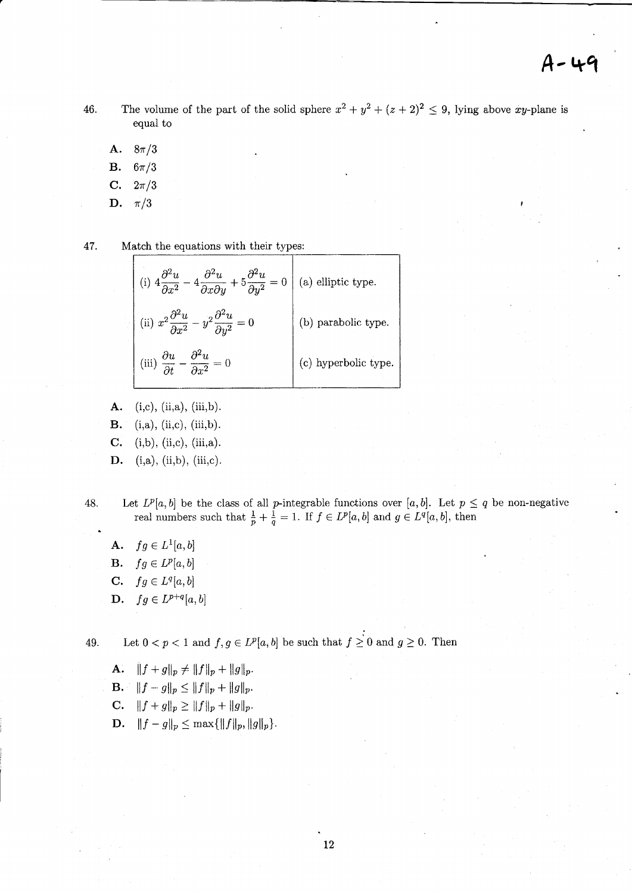46. The volume of the part of the solid sphere $x^2 + y^2 + (z+2)^2 \leq 9$, lying above $xy$-plane is equal to

**A.** $8\pi/3$

**B.** $6\pi/3$

**C.** $2\pi/3$

**D.** $\pi/3$

47. Match the equations with their types:

| | |
|---|---|
| (i) $4\dfrac{\partial^2 u}{\partial x^2} - 4\dfrac{\partial^2 u}{\partial x \partial y} + 5\dfrac{\partial^2 u}{\partial y^2} = 0$ | (a) elliptic type. |
| (ii) $x^2\dfrac{\partial^2 u}{\partial x^2} - y^2\dfrac{\partial^2 u}{\partial y^2} = 0$ | (b) parabolic type. |
| (iii) $\dfrac{\partial u}{\partial t} - \dfrac{\partial^2 u}{\partial x^2} = 0$ | (c) hyperbolic type. |

**A.** (i,c), (ii,a), (iii,b).

**B.** (i,a), (ii,c), (iii,b).

**C.** (i,b), (ii,c), (iii,a).

**D.** (i,a), (ii,b), (iii,c).

48. Let $L^p[a, b]$ be the class of all $p$-integrable functions over $[a, b]$. Let $p \leq q$ be non-negative real numbers such that $\frac{1}{p} + \frac{1}{q} = 1$. If $f \in L^p[a, b]$ and $g \in L^q[a, b]$, then

**A.** $fg \in L^1[a, b]$

**B.** $fg \in L^p[a, b]$

**C.** $fg \in L^q[a, b]$

**D.** $fg \in L^{p+q}[a, b]$

49. Let $0 < p < 1$ and $f, g \in L^p[a, b]$ be such that $f \geq 0$ and $g \geq 0$. Then

**A.** $\|f + g\|_p \neq \|f\|_p + \|g\|_p$.

**B.** $\|f - g\|_p \leq \|f\|_p + \|g\|_p$.

**C.** $\|f + g\|_p \geq \|f\|_p + \|g\|_p$.

**D.** $\|f - g\|_p \leq \max\{\|f\|_p, \|g\|_p\}$.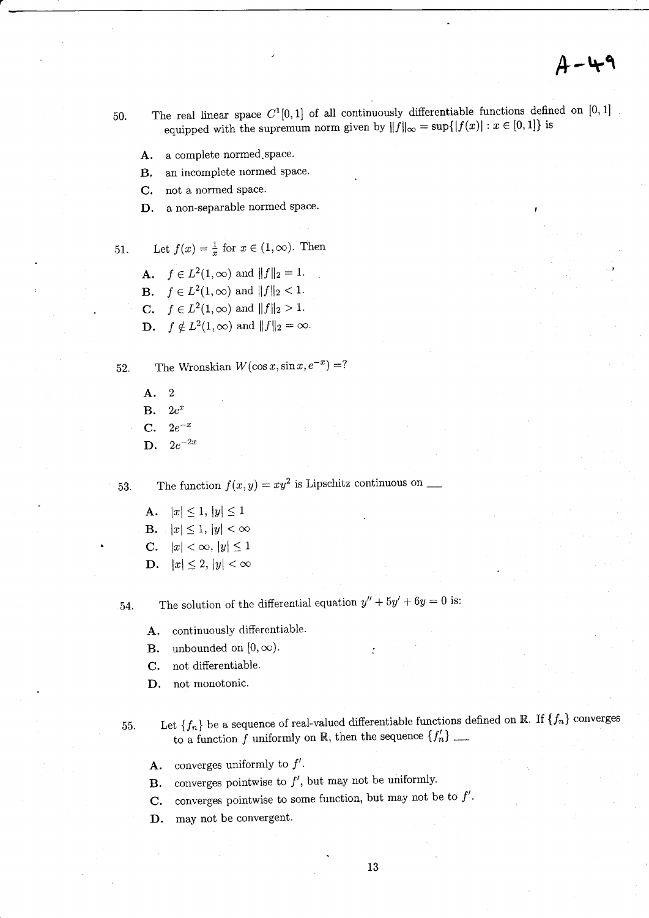A-49

50. The real linear space $C^1[0,1]$ of all continuously differentiable functions defined on $[0,1]$ equipped with the supremum norm given by $\|f\|_\infty = \sup\{|f(x)| : x \in [0,1]\}$ is

   A. a complete normed space.
   B. an incomplete normed space.
   C. not a normed space.
   D. a non-separable normed space.

51. Let $f(x) = \frac{1}{x}$ for $x \in (1, \infty)$. Then

   A. $f \in L^2(1,\infty)$ and $\|f\|_2 = 1$.
   B. $f \in L^2(1,\infty)$ and $\|f\|_2 < 1$.
   C. $f \in L^2(1,\infty)$ and $\|f\|_2 > 1$.
   D. $f \notin L^2(1,\infty)$ and $\|f\|_2 = \infty$.

52. The Wronskian $W(\cos x, \sin x, e^{-x}) =$?

   A. 2
   B. $2e^{x}$
   C. $2e^{-x}$
   D. $2e^{-2x}$

53. The function $f(x,y) = xy^2$ is Lipschitz continuous on ___

   A. $|x| \leq 1, |y| \leq 1$
   B. $|x| \leq 1, |y| < \infty$
   C. $|x| < \infty, |y| \leq 1$
   D. $|x| \leq 2, |y| < \infty$

54. The solution of the differential equation $y'' + 5y' + 6y = 0$ is:

   A. continuously differentiable.
   B. unbounded on $[0, \infty)$.
   C. not differentiable.
   D. not monotonic.

55. Let $\{f_n\}$ be a sequence of real-valued differentiable functions defined on $\mathbb{R}$. If $\{f_n\}$ converges to a function $f$ uniformly on $\mathbb{R}$, then the sequence $\{f_n'\}$ ___

   A. converges uniformly to $f'$.
   B. converges pointwise to $f'$, but may not be uniformly.
   C. converges pointwise to some function, but may not be to $f'$.
   D. may not be convergent.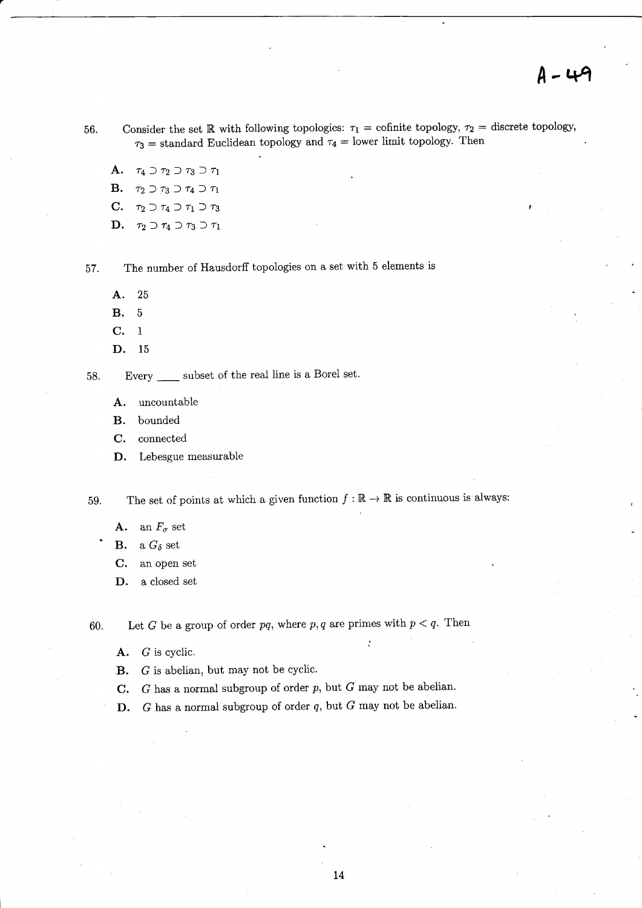56. Consider the set $\mathbb{R}$ with following topologies: $\tau_1$ = cofinite topology, $\tau_2$ = discrete topology, $\tau_3$ = standard Euclidean topology and $\tau_4$ = lower limit topology. Then

   **A.** $\tau_4 \supset \tau_2 \supset \tau_3 \supset \tau_1$

   **B.** $\tau_2 \supset \tau_3 \supset \tau_4 \supset \tau_1$

   **C.** $\tau_2 \supset \tau_4 \supset \tau_1 \supset \tau_3$

   **D.** $\tau_2 \supset \tau_4 \supset \tau_3 \supset \tau_1$

57. The number of Hausdorff topologies on a set with 5 elements is

   **A.** 25

   **B.** 5

   **C.** 1

   **D.** 15

58. Every ____ subset of the real line is a Borel set.

   **A.** uncountable

   **B.** bounded

   **C.** connected

   **D.** Lebesgue measurable

59. The set of points at which a given function $f : \mathbb{R} \to \mathbb{R}$ is continuous is always:

   **A.** an $F_\sigma$ set

   **B.** a $G_\delta$ set

   **C.** an open set

   **D.** a closed set

60. Let $G$ be a group of order $pq$, where $p, q$ are primes with $p < q$. Then

   **A.** $G$ is cyclic.

   **B.** $G$ is abelian, but may not be cyclic.

   **C.** $G$ has a normal subgroup of order $p$, but $G$ may not be abelian.

   **D.** $G$ has a normal subgroup of order $q$, but $G$ may not be abelian.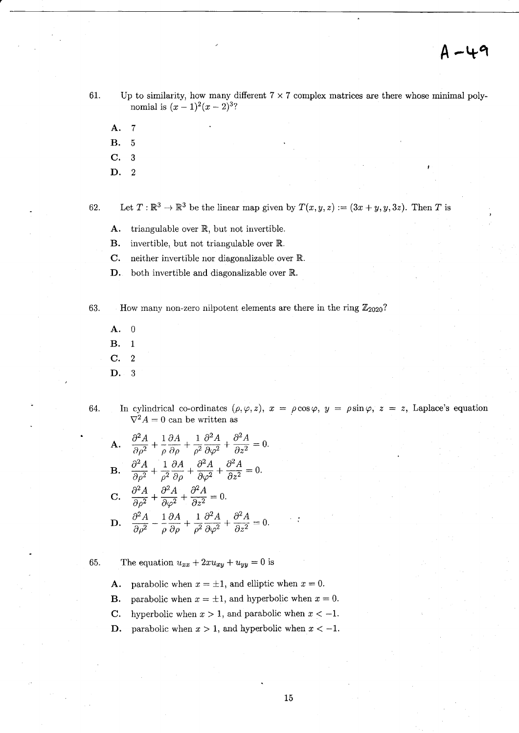A-49

61. Up to similarity, how many different $7 \times 7$ complex matrices are there whose minimal polynomial is $(x-1)^2(x-2)^3$?

 **A.** 7

 **B.** 5

 **C.** 3

 **D.** 2

62. Let $T : \mathbb{R}^3 \to \mathbb{R}^3$ be the linear map given by $T(x, y, z) := (3x + y, y, 3z)$. Then $T$ is

 **A.** triangulable over $\mathbb{R}$, but not invertible.

 **B.** invertible, but not triangulable over $\mathbb{R}$.

 **C.** neither invertible nor diagonalizable over $\mathbb{R}$.

 **D.** both invertible and diagonalizable over $\mathbb{R}$.

63. How many non-zero nilpotent elements are there in the ring $\mathbb{Z}_{2020}$?

 **A.** 0

 **B.** 1

 **C.** 2

 **D.** 3

64. In cylindrical co-ordinates $(\rho, \varphi, z)$, $x = \rho \cos\varphi$, $y = \rho \sin\varphi$, $z = z$, Laplace's equation $\nabla^2 A = 0$ can be written as

 **A.** $\dfrac{\partial^2 A}{\partial \rho^2} + \dfrac{1}{\rho}\dfrac{\partial A}{\partial \rho} + \dfrac{1}{\rho^2}\dfrac{\partial^2 A}{\partial \varphi^2} + \dfrac{\partial^2 A}{\partial z^2} = 0.$

 **B.** $\dfrac{\partial^2 A}{\partial \rho^2} + \dfrac{1}{\rho^2}\dfrac{\partial A}{\partial \rho} + \dfrac{\partial^2 A}{\partial \varphi^2} + \dfrac{\partial^2 A}{\partial z^2} = 0.$

 **C.** $\dfrac{\partial^2 A}{\partial \rho^2} + \dfrac{\partial^2 A}{\partial \varphi^2} + \dfrac{\partial^2 A}{\partial z^2} = 0.$

 **D.** $\dfrac{\partial^2 A}{\partial \rho^2} - \dfrac{1}{\rho}\dfrac{\partial A}{\partial \rho} + \dfrac{1}{\rho^2}\dfrac{\partial^2 A}{\partial \varphi^2} + \dfrac{\partial^2 A}{\partial z^2} = 0.$

65. The equation $u_{xx} + 2xu_{xy} + u_{yy} = 0$ is

 **A.** parabolic when $x = \pm 1$, and elliptic when $x = 0$.

 **B.** parabolic when $x = \pm 1$, and hyperbolic when $x = 0$.

 **C.** hyperbolic when $x > 1$, and parabolic when $x < -1$.

 **D.** parabolic when $x > 1$, and hyperbolic when $x < -1$.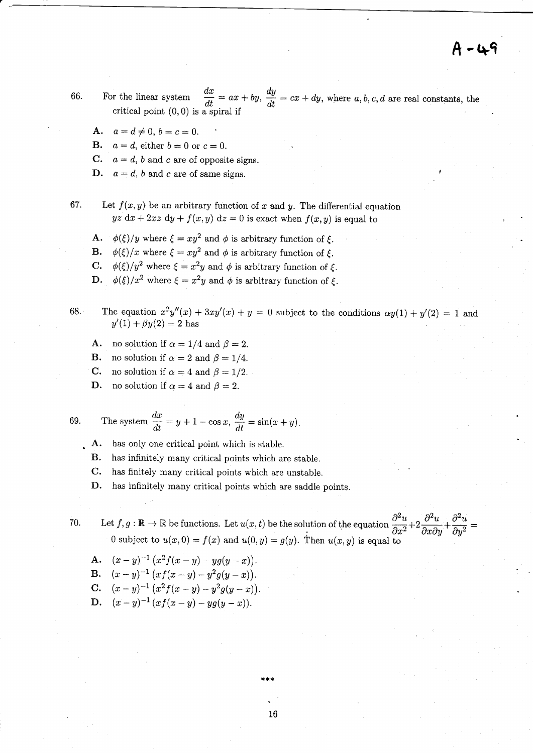A-49

66. For the linear system $\frac{dx}{dt} = ax + by$, $\frac{dy}{dt} = cx + dy$, where $a, b, c, d$ are real constants, the critical point $(0, 0)$ is a spiral if

   **A.** $a = d \neq 0$, $b = c = 0$.
   **B.** $a = d$, either $b = 0$ or $c = 0$.
   **C.** $a = d$, $b$ and $c$ are of opposite signs.
   **D.** $a = d$, $b$ and $c$ are of same signs.

67. Let $f(x, y)$ be an arbitrary function of $x$ and $y$. The differential equation $yz \; dx + 2xz \; dy + f(x, y) \; dz = 0$ is exact when $f(x, y)$ is equal to

   **A.** $\phi(\xi)/y$ where $\xi = xy^2$ and $\phi$ is arbitrary function of $\xi$.
   **B.** $\phi(\xi)/x$ where $\xi = xy^2$ and $\phi$ is arbitrary function of $\xi$.
   **C.** $\phi(\xi)/y^2$ where $\xi = x^2y$ and $\phi$ is arbitrary function of $\xi$.
   **D.** $\phi(\xi)/x^2$ where $\xi = x^2y$ and $\phi$ is arbitrary function of $\xi$.

68. The equation $x^2y''(x) + 3xy'(x) + y = 0$ subject to the conditions $\alpha y(1) + y'(2) = 1$ and $y'(1) + \beta y(2) = 2$ has

   **A.** no solution if $\alpha = 1/4$ and $\beta = 2$.
   **B.** no solution if $\alpha = 2$ and $\beta = 1/4$.
   **C.** no solution if $\alpha = 4$ and $\beta = 1/2$.
   **D.** no solution if $\alpha = 4$ and $\beta = 2$.

69. The system $\frac{dx}{dt} = y + 1 - \cos x$, $\frac{dy}{dt} = \sin(x + y)$.

   **A.** has only one critical point which is stable.
   **B.** has infinitely many critical points which are stable.
   **C.** has finitely many critical points which are unstable.
   **D.** has infinitely many critical points which are saddle points.

70. Let $f, g : \mathbb{R} \to \mathbb{R}$ be functions. Let $u(x, t)$ be the solution of the equation $\frac{\partial^2 u}{\partial x^2} + 2\frac{\partial^2 u}{\partial x \partial y} + \frac{\partial^2 u}{\partial y^2} = 0$ subject to $u(x, 0) = f(x)$ and $u(0, y) = g(y)$. Then $u(x, y)$ is equal to

   **A.** $(x - y)^{-1}\left(x^2 f(x - y) - yg(y - x)\right)$.
   **B.** $(x - y)^{-1}\left(xf(x - y) - y^2 g(y - x)\right)$.
   **C.** $(x - y)^{-1}\left(x^2 f(x - y) - y^2 g(y - x)\right)$.
   **D.** $(x - y)^{-1}\left(xf(x - y) - yg(y - x)\right)$.

\*\*\*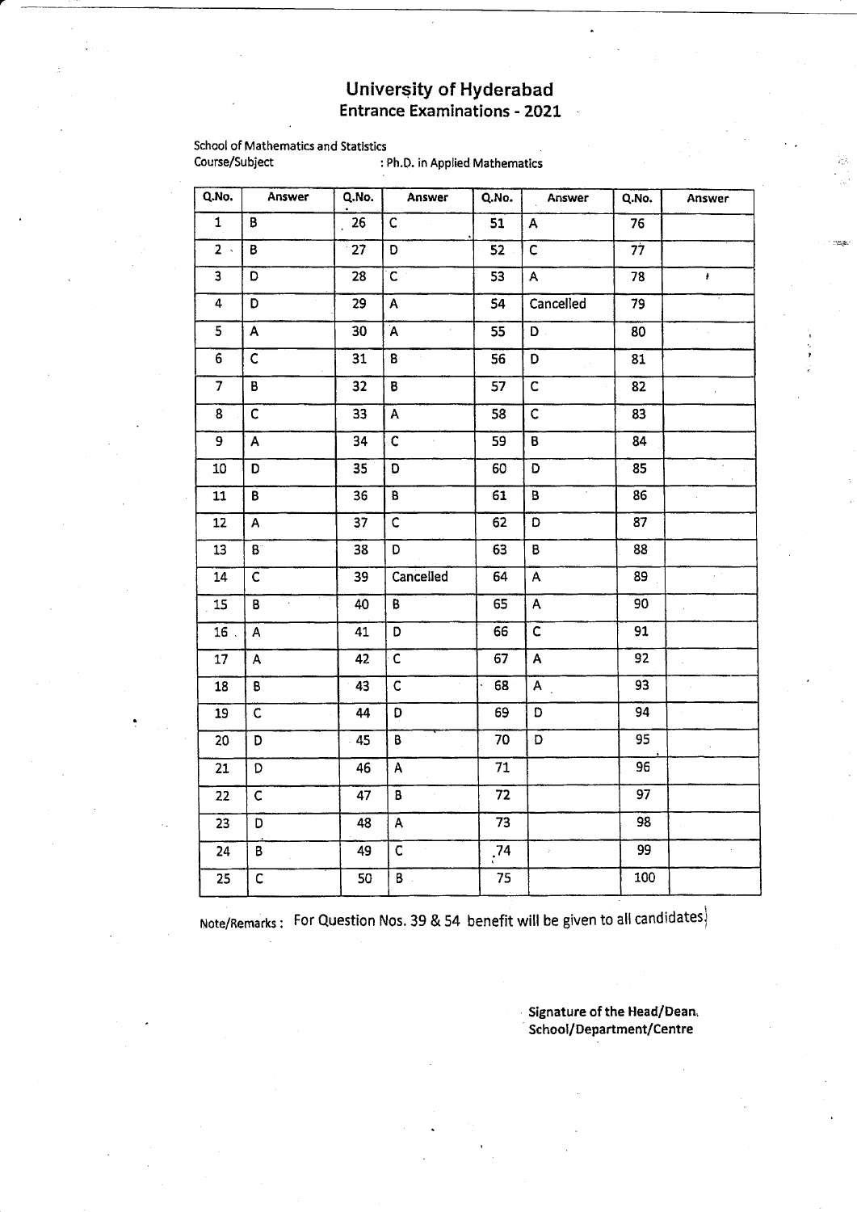# University of Hyderabad
## Entrance Examinations - 2021

School of Mathematics and Statistics
Course/Subject : Ph.D. in Applied Mathematics

| Q.No. | Answer | Q.No. | Answer | Q.No. | Answer | Q.No. | Answer |
|---|---|---|---|---|---|---|---|
| 1 | B | 26 | C | 51 | A | 76 | |
| 2 | B | 27 | D | 52 | C | 77 | |
| 3 | D | 28 | C | 53 | A | 78 | |
| 4 | D | 29 | A | 54 | Cancelled | 79 | |
| 5 | A | 30 | A | 55 | D | 80 | |
| 6 | C | 31 | B | 56 | D | 81 | |
| 7 | B | 32 | B | 57 | C | 82 | |
| 8 | C | 33 | A | 58 | C | 83 | |
| 9 | A | 34 | C | 59 | B | 84 | |
| 10 | D | 35 | D | 60 | D | 85 | |
| 11 | B | 36 | B | 61 | B | 86 | |
| 12 | A | 37 | C | 62 | D | 87 | |
| 13 | B | 38 | D | 63 | B | 88 | |
| 14 | C | 39 | Cancelled | 64 | A | 89 | |
| 15 | B | 40 | B | 65 | A | 90 | |
| 16 | A | 41 | D | 66 | C | 91 | |
| 17 | A | 42 | C | 67 | A | 92 | |
| 18 | B | 43 | C | 68 | A | 93 | |
| 19 | C | 44 | D | 69 | D | 94 | |
| 20 | D | 45 | B | 70 | D | 95 | |
| 21 | D | 46 | A | 71 | | 96 | |
| 22 | C | 47 | B | 72 | | 97 | |
| 23 | D | 48 | A | 73 | | 98 | |
| 24 | B | 49 | C | 74 | | 99 | |
| 25 | C | 50 | B | 75 | | 100 | |

Note/Remarks : For Question Nos. 39 & 54 benefit will be given to all candidates.

**Signature of the Head/Dean,**
**School/Department/Centre**